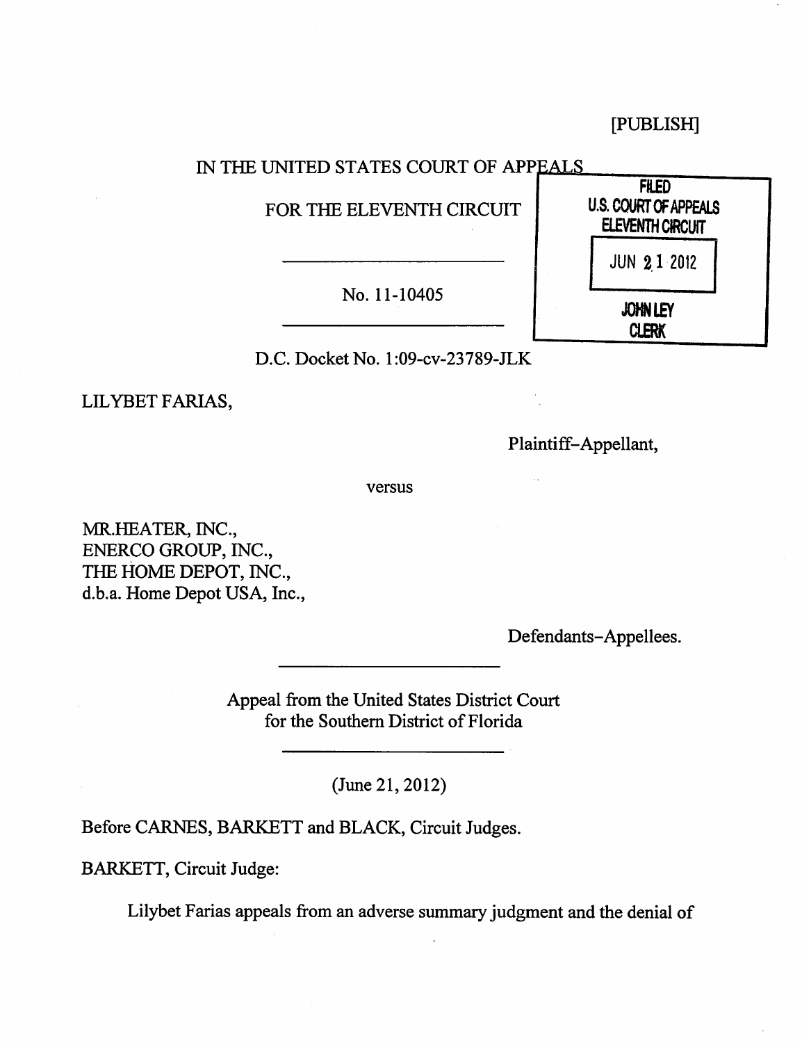[PUBLISH]

IN THE UNITED STATES COURT OF APPEALS

FOR THE ELEVENTH CIRCUIT

FILED
U.S. COURT OF APPEALS
ELEVENTH CIRCUIT
JUN 21 2012
JOHN LEY
CLERK

---

No. 11-10405

---

D.C. Docket No. 1:09-cv-23789-JLK

LILYBET FARIAS,

Plaintiff–Appellant,

versus

MR.HEATER, INC.,
ENERCO GROUP, INC.,
THE HOME DEPOT, INC.,
d.b.a. Home Depot USA, Inc.,

Defendants–Appellees.

---

Appeal from the United States District Court
for the Southern District of Florida

---

(June 21, 2012)

Before CARNES, BARKETT and BLACK, Circuit Judges.

BARKETT, Circuit Judge:

Lilybet Farias appeals from an adverse summary judgment and the denial of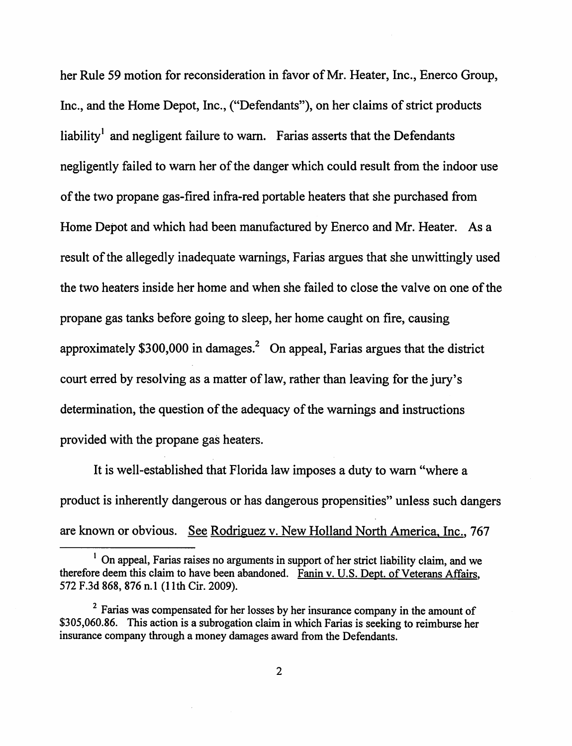her Rule 59 motion for reconsideration in favor of Mr. Heater, Inc., Enerco Group, Inc., and the Home Depot, Inc., ("Defendants"), on her claims of strict products liability[1] and negligent failure to warn. Farias asserts that the Defendants negligently failed to warn her of the danger which could result from the indoor use of the two propane gas-fired infra-red portable heaters that she purchased from Home Depot and which had been manufactured by Enerco and Mr. Heater. As a result of the allegedly inadequate warnings, Farias argues that she unwittingly used the two heaters inside her home and when she failed to close the valve on one of the propane gas tanks before going to sleep, her home caught on fire, causing approximately $300,000 in damages.[2] On appeal, Farias argues that the district court erred by resolving as a matter of law, rather than leaving for the jury's determination, the question of the adequacy of the warnings and instructions provided with the propane gas heaters.

It is well-established that Florida law imposes a duty to warn "where a product is inherently dangerous or has dangerous propensities" unless such dangers are known or obvious. See Rodriguez v. New Holland North America, Inc., 767

---

[1] On appeal, Farias raises no arguments in support of her strict liability claim, and we therefore deem this claim to have been abandoned. Fanin v. U.S. Dept. of Veterans Affairs, 572 F.3d 868, 876 n.1 (11th Cir. 2009).

[2] Farias was compensated for her losses by her insurance company in the amount of $305,060.86. This action is a subrogation claim in which Farias is seeking to reimburse her insurance company through a money damages award from the Defendants.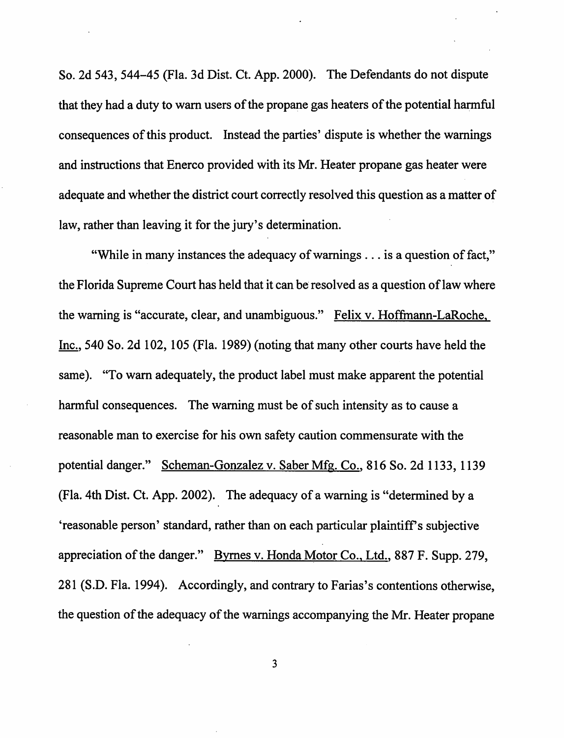So. 2d 543, 544–45 (Fla. 3d Dist. Ct. App. 2000). The Defendants do not dispute that they had a duty to warn users of the propane gas heaters of the potential harmful consequences of this product. Instead the parties' dispute is whether the warnings and instructions that Enerco provided with its Mr. Heater propane gas heater were adequate and whether the district court correctly resolved this question as a matter of law, rather than leaving it for the jury's determination.

"While in many instances the adequacy of warnings . . . is a question of fact," the Florida Supreme Court has held that it can be resolved as a question of law where the warning is "accurate, clear, and unambiguous." Felix v. Hoffmann-LaRoche, Inc., 540 So. 2d 102, 105 (Fla. 1989) (noting that many other courts have held the same). "To warn adequately, the product label must make apparent the potential harmful consequences. The warning must be of such intensity as to cause a reasonable man to exercise for his own safety caution commensurate with the potential danger." Scheman-Gonzalez v. Saber Mfg. Co., 816 So. 2d 1133, 1139 (Fla. 4th Dist. Ct. App. 2002). The adequacy of a warning is "determined by a 'reasonable person' standard, rather than on each particular plaintiff's subjective appreciation of the danger." Byrnes v. Honda Motor Co., Ltd., 887 F. Supp. 279, 281 (S.D. Fla. 1994). Accordingly, and contrary to Farias's contentions otherwise, the question of the adequacy of the warnings accompanying the Mr. Heater propane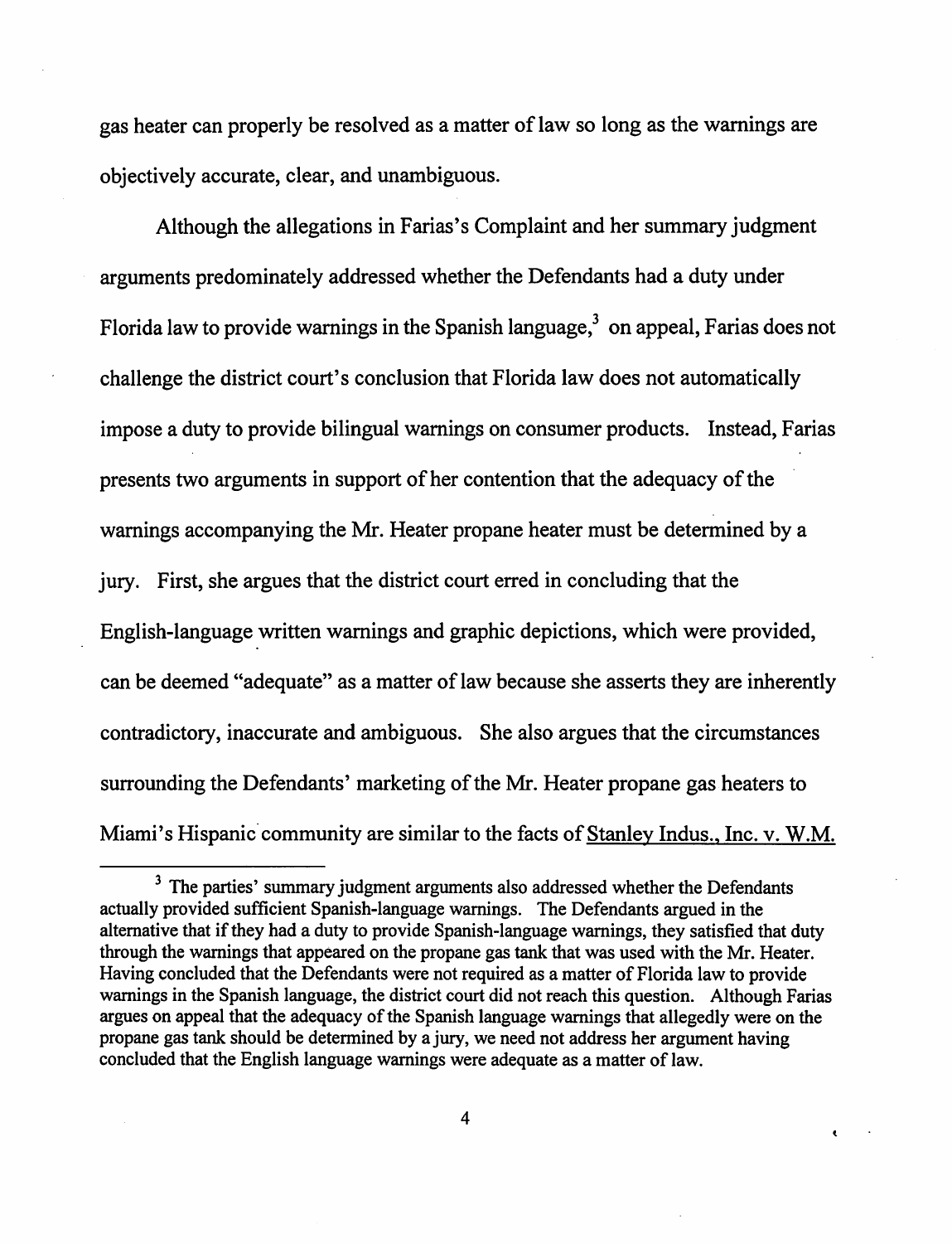gas heater can properly be resolved as a matter of law so long as the warnings are objectively accurate, clear, and unambiguous.

Although the allegations in Farias's Complaint and her summary judgment arguments predominately addressed whether the Defendants had a duty under Florida law to provide warnings in the Spanish language,[3] on appeal, Farias does not challenge the district court's conclusion that Florida law does not automatically impose a duty to provide bilingual warnings on consumer products. Instead, Farias presents two arguments in support of her contention that the adequacy of the warnings accompanying the Mr. Heater propane heater must be determined by a jury. First, she argues that the district court erred in concluding that the English-language written warnings and graphic depictions, which were provided, can be deemed "adequate" as a matter of law because she asserts they are inherently contradictory, inaccurate and ambiguous. She also argues that the circumstances surrounding the Defendants' marketing of the Mr. Heater propane gas heaters to Miami's Hispanic community are similar to the facts of Stanley Indus., Inc. v. W.M.

[3] The parties' summary judgment arguments also addressed whether the Defendants actually provided sufficient Spanish-language warnings. The Defendants argued in the alternative that if they had a duty to provide Spanish-language warnings, they satisfied that duty through the warnings that appeared on the propane gas tank that was used with the Mr. Heater. Having concluded that the Defendants were not required as a matter of Florida law to provide warnings in the Spanish language, the district court did not reach this question. Although Farias argues on appeal that the adequacy of the Spanish language warnings that allegedly were on the propane gas tank should be determined by a jury, we need not address her argument having concluded that the English language warnings were adequate as a matter of law.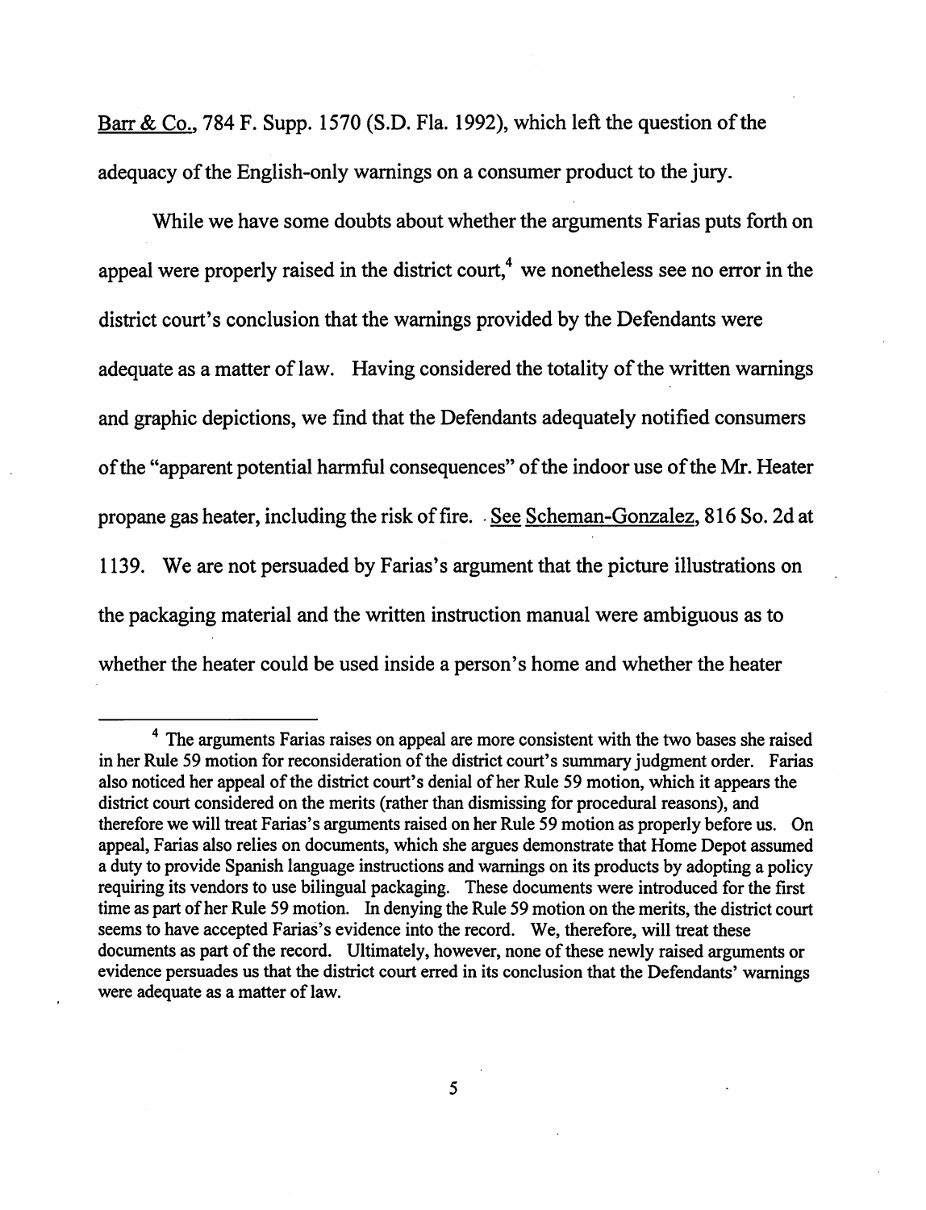Barr & Co., 784 F. Supp. 1570 (S.D. Fla. 1992), which left the question of the adequacy of the English-only warnings on a consumer product to the jury.

While we have some doubts about whether the arguments Farias puts forth on appeal were properly raised in the district court,[4] we nonetheless see no error in the district court's conclusion that the warnings provided by the Defendants were adequate as a matter of law. Having considered the totality of the written warnings and graphic depictions, we find that the Defendants adequately notified consumers of the "apparent potential harmful consequences" of the indoor use of the Mr. Heater propane gas heater, including the risk of fire. See Scheman-Gonzalez, 816 So. 2d at 1139. We are not persuaded by Farias's argument that the picture illustrations on the packaging material and the written instruction manual were ambiguous as to whether the heater could be used inside a person's home and whether the heater

---

[4] The arguments Farias raises on appeal are more consistent with the two bases she raised in her Rule 59 motion for reconsideration of the district court's summary judgment order. Farias also noticed her appeal of the district court's denial of her Rule 59 motion, which it appears the district court considered on the merits (rather than dismissing for procedural reasons), and therefore we will treat Farias's arguments raised on her Rule 59 motion as properly before us. On appeal, Farias also relies on documents, which she argues demonstrate that Home Depot assumed a duty to provide Spanish language instructions and warnings on its products by adopting a policy requiring its vendors to use bilingual packaging. These documents were introduced for the first time as part of her Rule 59 motion. In denying the Rule 59 motion on the merits, the district court seems to have accepted Farias's evidence into the record. We, therefore, will treat these documents as part of the record. Ultimately, however, none of these newly raised arguments or evidence persuades us that the district court erred in its conclusion that the Defendants' warnings were adequate as a matter of law.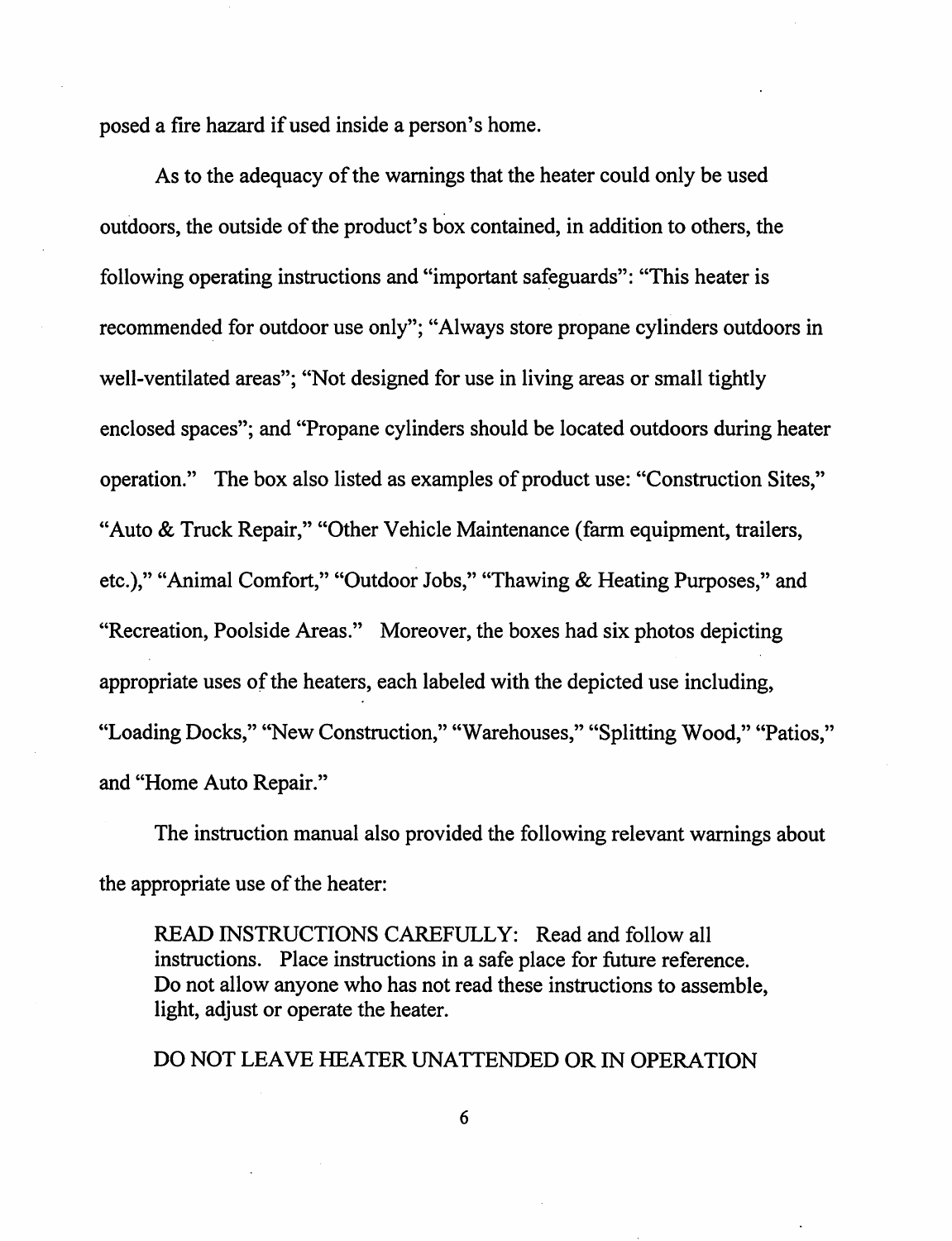posed a fire hazard if used inside a person's home.

As to the adequacy of the warnings that the heater could only be used outdoors, the outside of the product's box contained, in addition to others, the following operating instructions and "important safeguards": "This heater is recommended for outdoor use only"; "Always store propane cylinders outdoors in well-ventilated areas"; "Not designed for use in living areas or small tightly enclosed spaces"; and "Propane cylinders should be located outdoors during heater operation." The box also listed as examples of product use: "Construction Sites," "Auto & Truck Repair," "Other Vehicle Maintenance (farm equipment, trailers, etc.)," "Animal Comfort," "Outdoor Jobs," "Thawing & Heating Purposes," and "Recreation, Poolside Areas." Moreover, the boxes had six photos depicting appropriate uses of the heaters, each labeled with the depicted use including, "Loading Docks," "New Construction," "Warehouses," "Splitting Wood," "Patios," and "Home Auto Repair."

The instruction manual also provided the following relevant warnings about the appropriate use of the heater:

> READ INSTRUCTIONS CAREFULLY: Read and follow all instructions. Place instructions in a safe place for future reference. Do not allow anyone who has not read these instructions to assemble, light, adjust or operate the heater.
>
> DO NOT LEAVE HEATER UNATTENDED OR IN OPERATION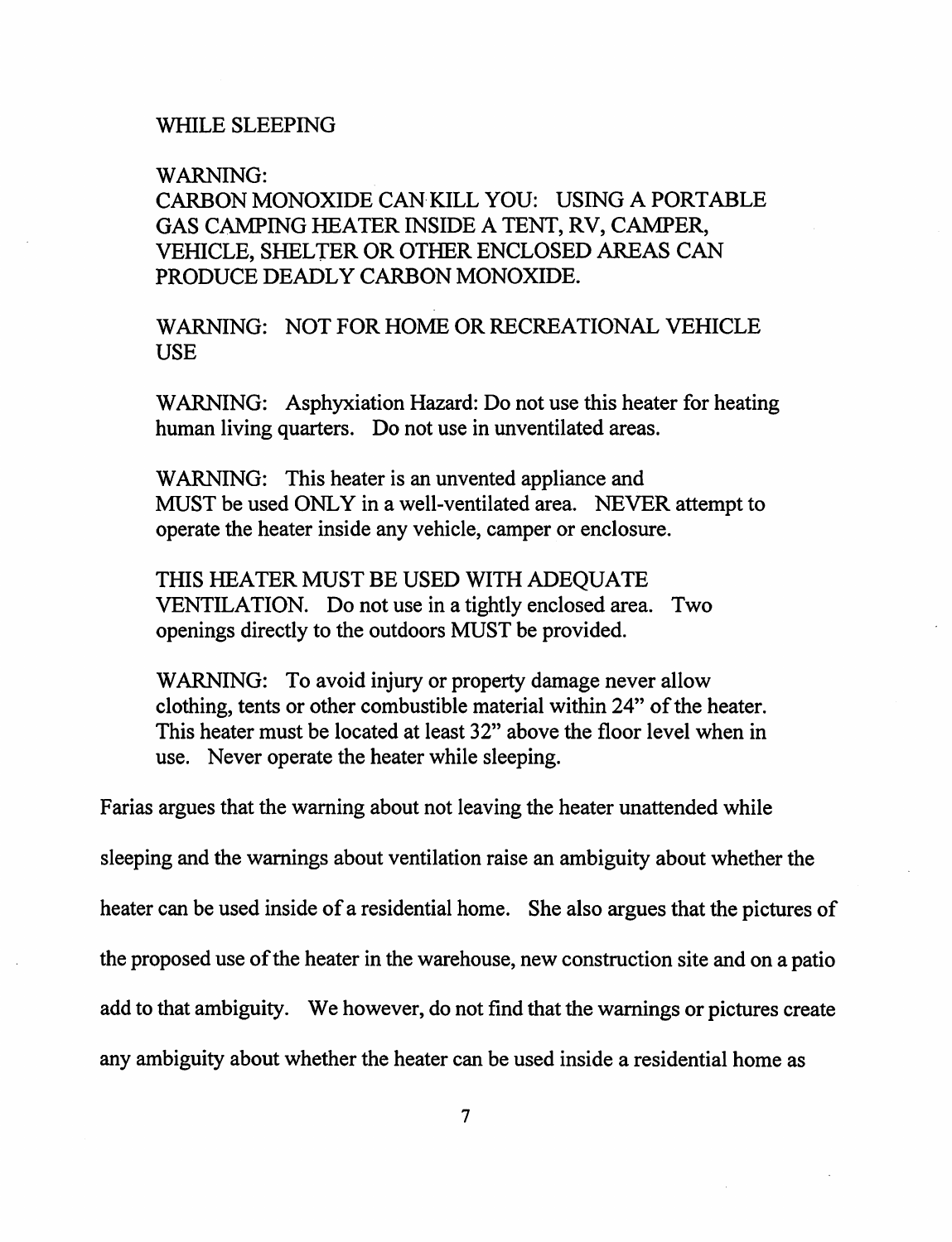WHILE SLEEPING

WARNING:
CARBON MONOXIDE CAN KILL YOU: USING A PORTABLE GAS CAMPING HEATER INSIDE A TENT, RV, CAMPER, VEHICLE, SHELTER OR OTHER ENCLOSED AREAS CAN PRODUCE DEADLY CARBON MONOXIDE.

WARNING: NOT FOR HOME OR RECREATIONAL VEHICLE USE

WARNING: Asphyxiation Hazard: Do not use this heater for heating human living quarters. Do not use in unventilated areas.

WARNING: This heater is an unvented appliance and MUST be used ONLY in a well-ventilated area. NEVER attempt to operate the heater inside any vehicle, camper or enclosure.

THIS HEATER MUST BE USED WITH ADEQUATE VENTILATION. Do not use in a tightly enclosed area. Two openings directly to the outdoors MUST be provided.

WARNING: To avoid injury or property damage never allow clothing, tents or other combustible material within 24" of the heater. This heater must be located at least 32" above the floor level when in use. Never operate the heater while sleeping.

Farias argues that the warning about not leaving the heater unattended while sleeping and the warnings about ventilation raise an ambiguity about whether the heater can be used inside of a residential home. She also argues that the pictures of the proposed use of the heater in the warehouse, new construction site and on a patio add to that ambiguity. We however, do not find that the warnings or pictures create any ambiguity about whether the heater can be used inside a residential home as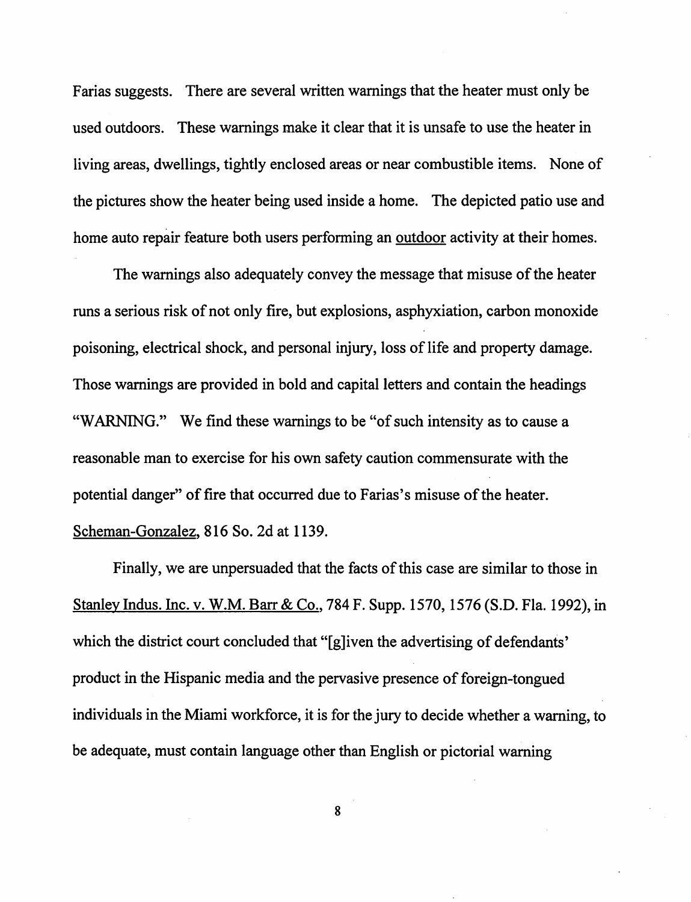Farias suggests. There are several written warnings that the heater must only be used outdoors. These warnings make it clear that it is unsafe to use the heater in living areas, dwellings, tightly enclosed areas or near combustible items. None of the pictures show the heater being used inside a home. The depicted patio use and home auto repair feature both users performing an <u>outdoor</u> activity at their homes.

The warnings also adequately convey the message that misuse of the heater runs a serious risk of not only fire, but explosions, asphyxiation, carbon monoxide poisoning, electrical shock, and personal injury, loss of life and property damage. Those warnings are provided in bold and capital letters and contain the headings "WARNING." We find these warnings to be "of such intensity as to cause a reasonable man to exercise for his own safety caution commensurate with the potential danger" of fire that occurred due to Farias's misuse of the heater. <u>Scheman-Gonzalez</u>, 816 So. 2d at 1139.

Finally, we are unpersuaded that the facts of this case are similar to those in <u>Stanley Indus. Inc. v. W.M. Barr & Co.</u>, 784 F. Supp. 1570, 1576 (S.D. Fla. 1992), in which the district court concluded that "[g]iven the advertising of defendants' product in the Hispanic media and the pervasive presence of foreign-tongued individuals in the Miami workforce, it is for the jury to decide whether a warning, to be adequate, must contain language other than English or pictorial warning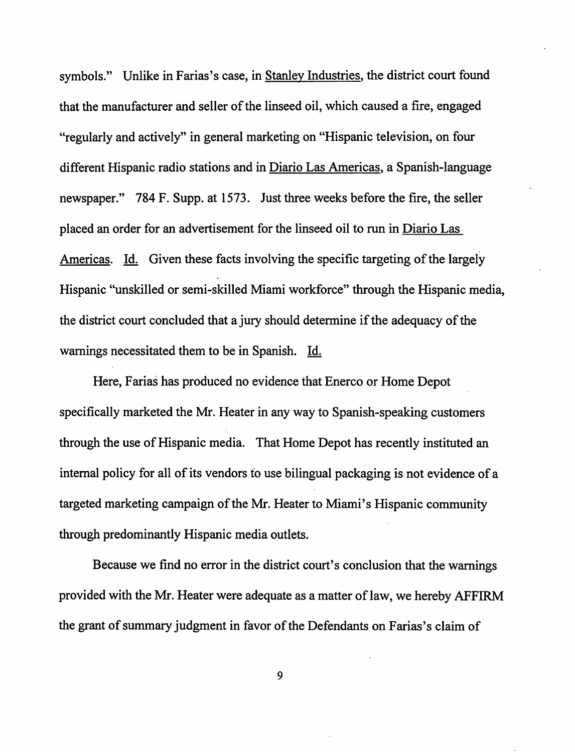symbols." Unlike in Farias's case, in Stanley Industries, the district court found that the manufacturer and seller of the linseed oil, which caused a fire, engaged "regularly and actively" in general marketing on "Hispanic television, on four different Hispanic radio stations and in Diario Las Americas, a Spanish-language newspaper." 784 F. Supp. at 1573. Just three weeks before the fire, the seller placed an order for an advertisement for the linseed oil to run in Diario Las Americas. Id. Given these facts involving the specific targeting of the largely Hispanic "unskilled or semi-skilled Miami workforce" through the Hispanic media, the district court concluded that a jury should determine if the adequacy of the warnings necessitated them to be in Spanish. Id.

Here, Farias has produced no evidence that Enerco or Home Depot specifically marketed the Mr. Heater in any way to Spanish-speaking customers through the use of Hispanic media. That Home Depot has recently instituted an internal policy for all of its vendors to use bilingual packaging is not evidence of a targeted marketing campaign of the Mr. Heater to Miami's Hispanic community through predominantly Hispanic media outlets.

Because we find no error in the district court's conclusion that the warnings provided with the Mr. Heater were adequate as a matter of law, we hereby AFFIRM the grant of summary judgment in favor of the Defendants on Farias's claim of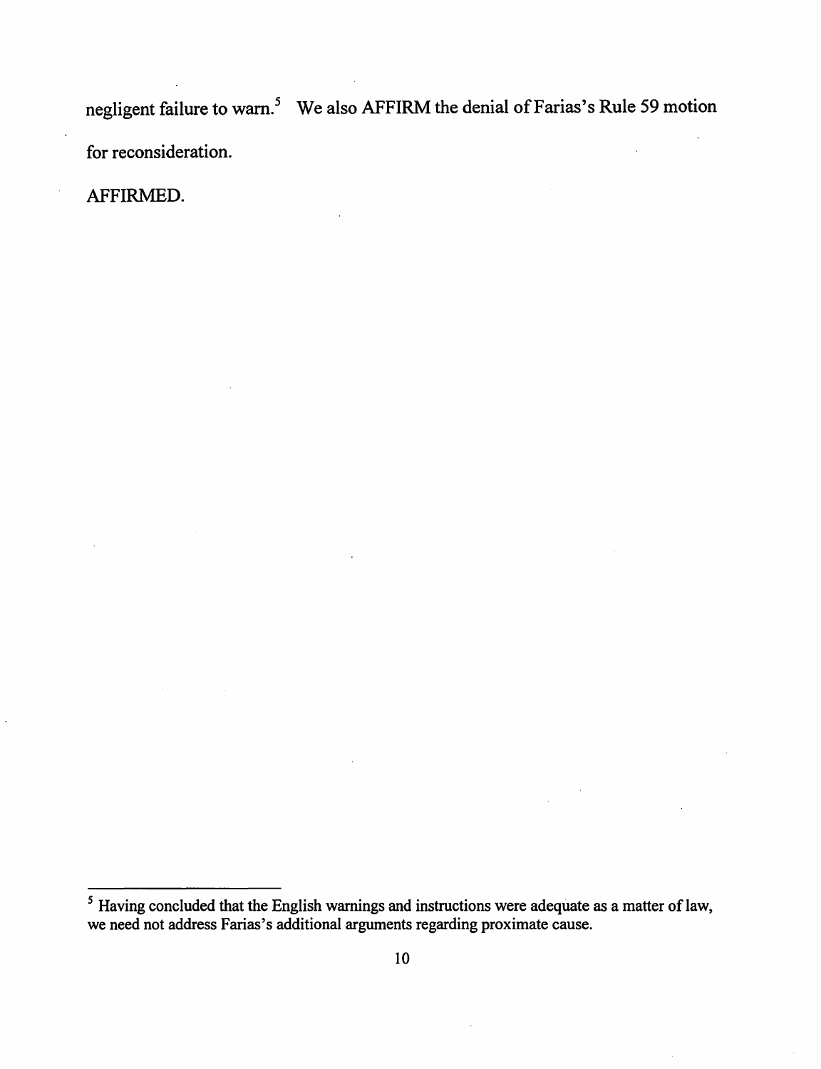negligent failure to warn.[5] We also AFFIRM the denial of Farias's Rule 59 motion for reconsideration.

AFFIRMED.

[5] Having concluded that the English warnings and instructions were adequate as a matter of law, we need not address Farias's additional arguments regarding proximate cause.